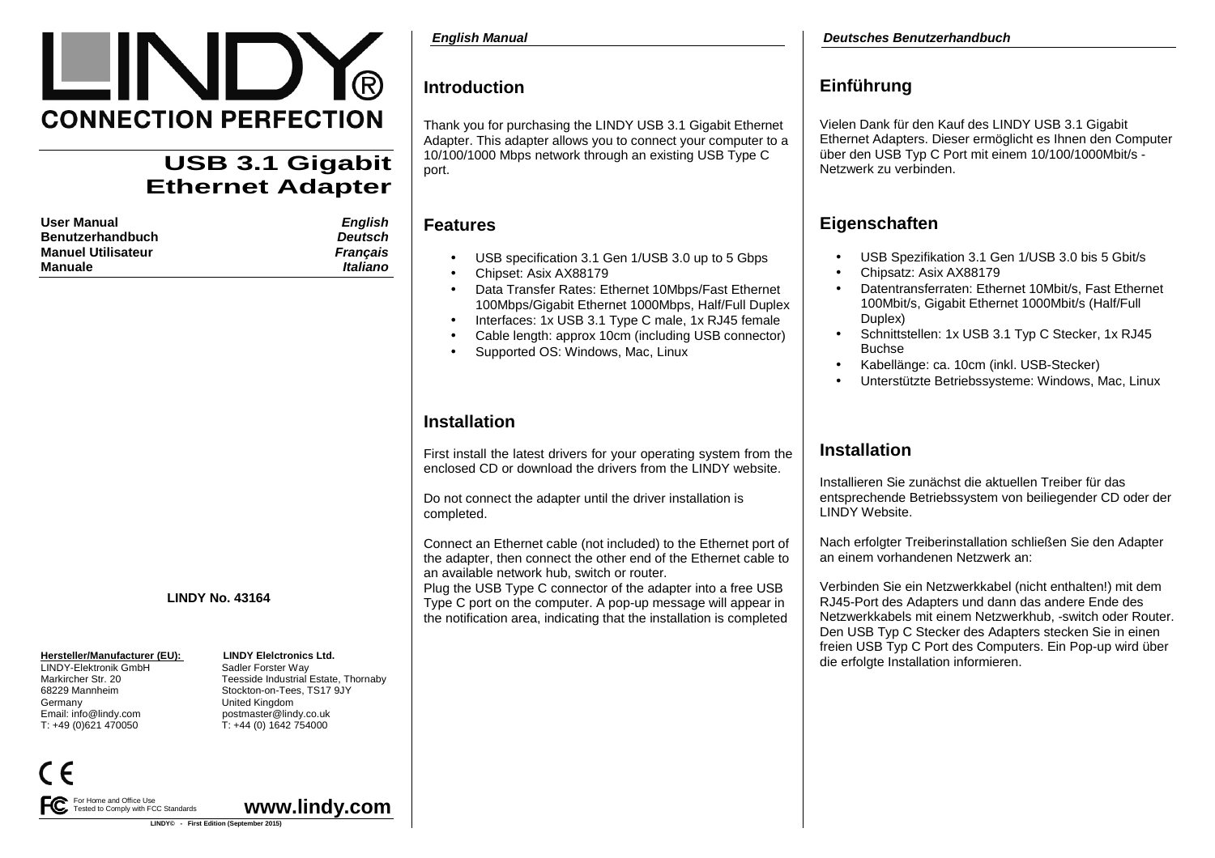# LINDY®

**CONNECTION PERFECTION**

# USB 3.1 Gigabit Ethernet Adapter

| | |
|---|---|
| **User Manual** | ***English*** |
| **Benutzerhandbuch** | ***Deutsch*** |
| **Manuel Utilisateur** | ***Français*** |
| **Manuale** | ***Italiano*** |

**LINDY No. 43164**

**Hersteller/Manufacturer (EU):**
LINDY-Elektronik GmbH
Markircher Str. 20
68229 Mannheim
Germany
Email: info@lindy.com
T: +49 (0)621 470050

**LINDY Elelctronics Ltd.**
Sadler Forster Way
Teesside Industrial Estate, Thornaby
Stockton-on-Tees, TS17 9JY
United Kingdom
postmaster@lindy.co.uk
T: +44 (0) 1642 754000

CE

FC For Home and Office Use
Tested to Comply with FCC Standards

**www.lindy.com**

**LINDY© - First Edition (September 2015)**

***English Manual***

## Introduction

Thank you for purchasing the LINDY USB 3.1 Gigabit Ethernet Adapter. This adapter allows you to connect your computer to a 10/100/1000 Mbps network through an existing USB Type C port.

## Features

- USB specification 3.1 Gen 1/USB 3.0 up to 5 Gbps
- Chipset: Asix AX88179
- Data Transfer Rates: Ethernet 10Mbps/Fast Ethernet 100Mbps/Gigabit Ethernet 1000Mbps, Half/Full Duplex
- Interfaces: 1x USB 3.1 Type C male, 1x RJ45 female
- Cable length: approx 10cm (including USB connector)
- Supported OS: Windows, Mac, Linux

## Installation

First install the latest drivers for your operating system from the enclosed CD or download the drivers from the LINDY website.

Do not connect the adapter until the driver installation is completed.

Connect an Ethernet cable (not included) to the Ethernet port of the adapter, then connect the other end of the Ethernet cable to an available network hub, switch or router.
Plug the USB Type C connector of the adapter into a free USB Type C port on the computer. A pop-up message will appear in the notification area, indicating that the installation is completed

***Deutsches Benutzerhandbuch***

## Einführung

Vielen Dank für den Kauf des LINDY USB 3.1 Gigabit Ethernet Adapters. Dieser ermöglicht es Ihnen den Computer über den USB Typ C Port mit einem 10/100/1000Mbit/s - Netzwerk zu verbinden.

## Eigenschaften

- USB Spezifikation 3.1 Gen 1/USB 3.0 bis 5 Gbit/s
- Chipsatz: Asix AX88179
- Datentransferraten: Ethernet 10Mbit/s, Fast Ethernet 100Mbit/s, Gigabit Ethernet 1000Mbit/s (Half/Full Duplex)
- Schnittstellen: 1x USB 3.1 Typ C Stecker, 1x RJ45 Buchse
- Kabellänge: ca. 10cm (inkl. USB-Stecker)
- Unterstützte Betriebssysteme: Windows, Mac, Linux

## Installation

Installieren Sie zunächst die aktuellen Treiber für das entsprechende Betriebssystem von beiliegender CD oder der LINDY Website.

Nach erfolgter Treiberinstallation schließen Sie den Adapter an einem vorhandenen Netzwerk an:

Verbinden Sie ein Netzwerkkabel (nicht enthalten!) mit dem RJ45-Port des Adapters und dann das andere Ende des Netzwerkkabels mit einem Netzwerkhub, -switch oder Router. Den USB Typ C Stecker des Adapters stecken Sie in einen freien USB Typ C Port des Computers. Ein Pop-up wird über die erfolgte Installation informieren.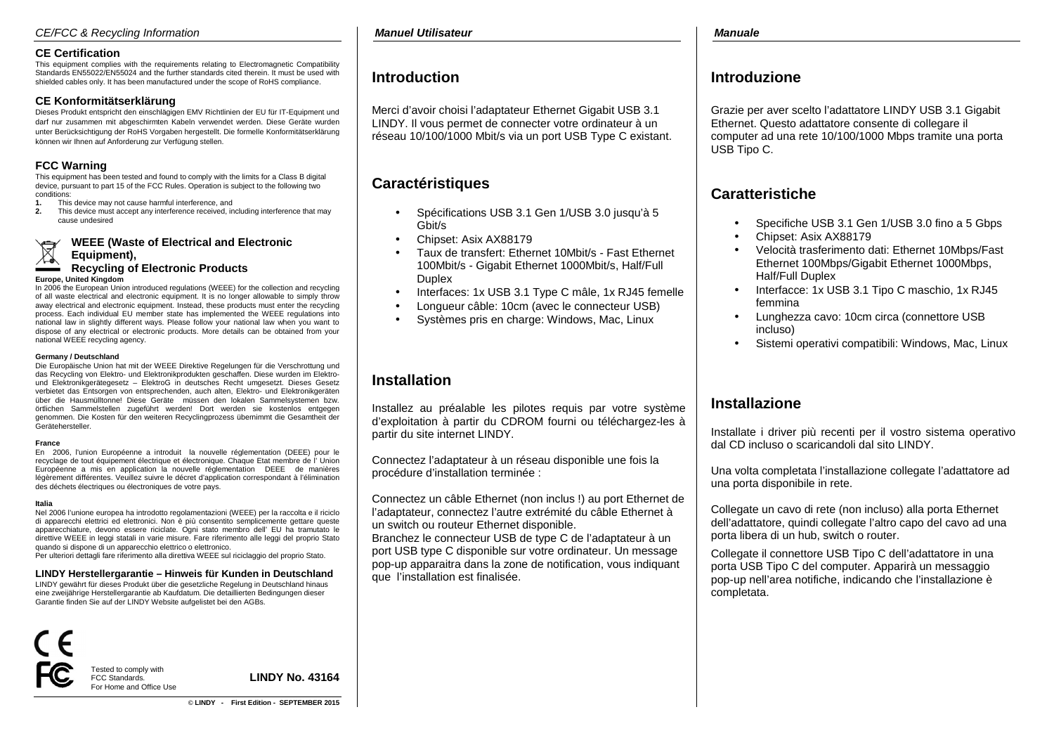## CE/FCC & Recycling Information

### CE Certification

This equipment complies with the requirements relating to Electromagnetic Compatibility Standards EN55022/EN55024 and the further standards cited therein. It must be used with shielded cables only. It has been manufactured under the scope of RoHS compliance.

### CE Konformitätserklärung

Dieses Produkt entspricht den einschlägigen EMV Richtlinien der EU für IT-Equipment und darf nur zusammen mit abgeschirmten Kabeln verwendet werden. Diese Geräte wurden unter Berücksichtigung der RoHS Vorgaben hergestellt. Die formelle Konformitätserklärung können wir Ihnen auf Anforderung zur Verfügung stellen.

### FCC Warning

This equipment has been tested and found to comply with the limits for a Class B digital device, pursuant to part 15 of the FCC Rules. Operation is subject to the following two conditions:

1. This device may not cause harmful interference, and
2. This device must accept any interference received, including interference that may cause undesired

### WEEE (Waste of Electrical and Electronic Equipment), Recycling of Electronic Products

**Europe, United Kingdom**

In 2006 the European Union introduced regulations (WEEE) for the collection and recycling of all waste electrical and electronic equipment. It is no longer allowable to simply throw away electrical and electronic equipment. Instead, these products must enter the recycling process. Each individual EU member state has implemented the WEEE regulations into national law in slightly different ways. Please follow your national law when you want to dispose of any electrical or electronic products. More details can be obtained from your national WEEE recycling agency.

**Germany / Deutschland**

Die Europäische Union hat mit der WEEE Direktive Regelungen für die Verschrottung und das Recycling von Elektro- und Elektronikprodukten geschaffen. Diese wurden im Elektro- und Elektronikgerätegesetz – ElektroG in deutsches Recht umgesetzt. Dieses Gesetz verbietet das Entsorgen von entsprechenden, auch alten, Elektro- und Elektronikgeräten über die Hausmülltonne! Diese Geräte müssen den lokalen Sammelsystemen bzw. örtlichen Sammelstellen zugeführt werden! Dort werden sie kostenlos entgegen genommen. Die Kosten für den weiteren Recyclingprozess übernimmt die Gesamtheit der Gerätehersteller.

**France**

En 2006, l'union Européenne a introduit la nouvelle réglementation (DEEE) pour le recyclage de tout équipement électrique et électronique. Chaque Etat membre de l' Union Européenne a mis en application la nouvelle réglementation DEEE de manières légèrement différentes. Veuillez suivre le décret d'application correspondant à l'élimination des déchets électriques ou électroniques de votre pays.

**Italia**

Nel 2006 l'unione europea ha introdotto regolamentazioni (WEEE) per la raccolta e il riciclo di apparecchi elettrici ed elettronici. Non è più consentito semplicemente gettare queste apparecchiature, devono essere riciclate. Ogni stato membro dell' EU ha tramutato le direttive WEEE in leggi statali in varie misure. Fare riferimento alle leggi del proprio Stato quando si dispone di un apparecchio elettrico o elettronico.
Per ulteriori dettagli fare riferimento alla direttiva WEEE sul riciclaggio del proprio Stato.

### LINDY Herstellergarantie – Hinweis für Kunden in Deutschland

LINDY gewährt für dieses Produkt über die gesetzliche Regelung in Deutschland hinaus eine zweijährige Herstellergarantie ab Kaufdatum. Die detaillierten Bedingungen dieser Garantie finden Sie auf der LINDY Website aufgelistet bei den AGBs.

Tested to comply with FCC Standards. For Home and Office Use

**LINDY No. 43164**

© LINDY - First Edition - SEPTEMBER 2015

## Manuel Utilisateur

### Introduction

Merci d'avoir choisi l'adaptateur Ethernet Gigabit USB 3.1 LINDY. Il vous permet de connecter votre ordinateur à un réseau 10/100/1000 Mbit/s via un port USB Type C existant.

### Caractéristiques

- Spécifications USB 3.1 Gen 1/USB 3.0 jusqu'à 5 Gbit/s
- Chipset: Asix AX88179
- Taux de transfert: Ethernet 10Mbit/s - Fast Ethernet 100Mbit/s - Gigabit Ethernet 1000Mbit/s, Half/Full Duplex
- Interfaces: 1x USB 3.1 Type C mâle, 1x RJ45 femelle
- Longueur câble: 10cm (avec le connecteur USB)
- Systèmes pris en charge: Windows, Mac, Linux

### Installation

Installez au préalable les pilotes requis par votre système d'exploitation à partir du CDROM fourni ou téléchargez-les à partir du site internet LINDY.

Connectez l'adaptateur à un réseau disponible une fois la procédure d'installation terminée :

Connectez un câble Ethernet (non inclus !) au port Ethernet de l'adaptateur, connectez l'autre extrémité du câble Ethernet à un switch ou routeur Ethernet disponible.
Branchez le connecteur USB de type C de l'adaptateur à un port USB type C disponible sur votre ordinateur. Un message pop-up apparaitra dans la zone de notification, vous indiquant que l'installation est finalisée.

## Manuale

### Introduzione

Grazie per aver scelto l'adattatore LINDY USB 3.1 Gigabit Ethernet. Questo adattatore consente di collegare il computer ad una rete 10/100/1000 Mbps tramite una porta USB Tipo C.

### Caratteristiche

- Specifiche USB 3.1 Gen 1/USB 3.0 fino a 5 Gbps
- Chipset: Asix AX88179
- Velocità trasferimento dati: Ethernet 10Mbps/Fast Ethernet 100Mbps/Gigabit Ethernet 1000Mbps, Half/Full Duplex
- Interfacce: 1x USB 3.1 Tipo C maschio, 1x RJ45 femmina
- Lunghezza cavo: 10cm circa (connettore USB incluso)
- Sistemi operativi compatibili: Windows, Mac, Linux

### Installazione

Installate i driver più recenti per il vostro sistema operativo dal CD incluso o scaricandoli dal sito LINDY.

Una volta completata l'installazione collegate l'adattatore ad una porta disponibile in rete.

Collegate un cavo di rete (non incluso) alla porta Ethernet dell'adattatore, quindi collegate l'altro capo del cavo ad una porta libera di un hub, switch o router.

Collegate il connettore USB Tipo C dell'adattatore in una porta USB Tipo C del computer. Apparirà un messaggio pop-up nell'area notifiche, indicando che l'installazione è completata.